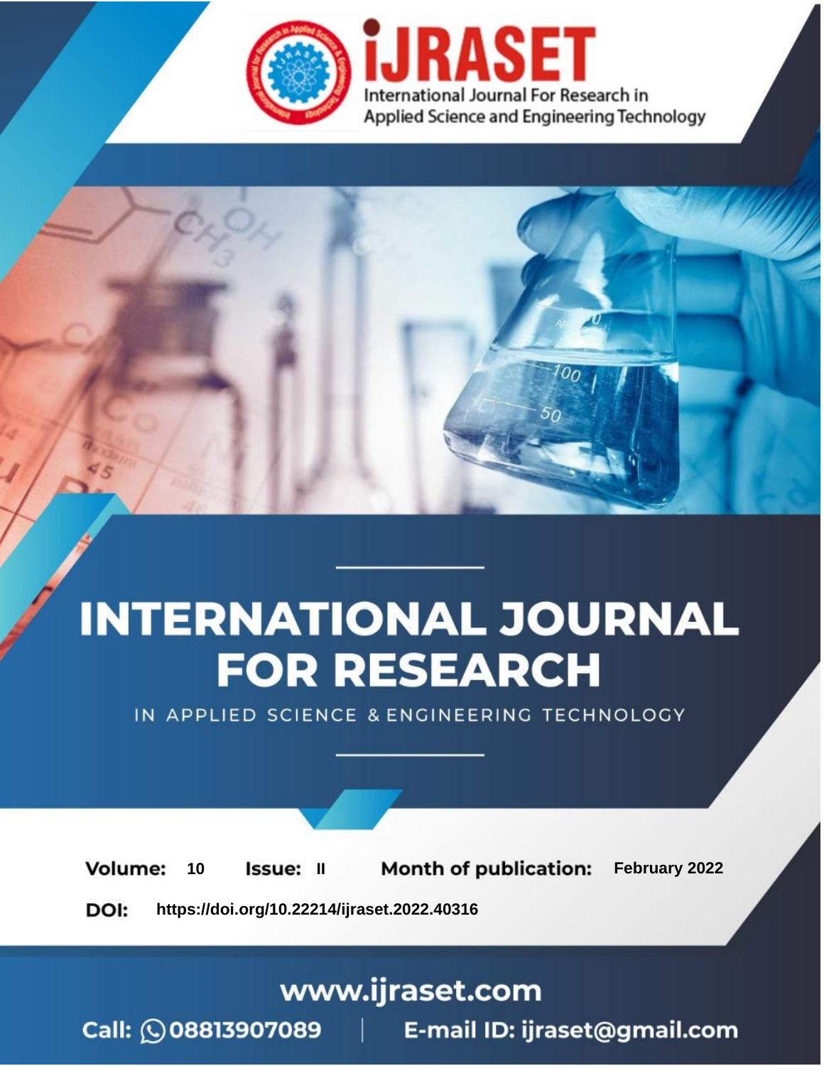iJRASET

International Journal For Research in Applied Science and Engineering Technology

# INTERNATIONAL JOURNAL FOR RESEARCH

IN APPLIED SCIENCE & ENGINEERING TECHNOLOGY

**Volume:** 10 **Issue:** II **Month of publication:** February 2022

**DOI:** https://doi.org/10.22214/ijraset.2022.40316

www.ijraset.com

Call: 08813907089 | E-mail ID: ijraset@gmail.com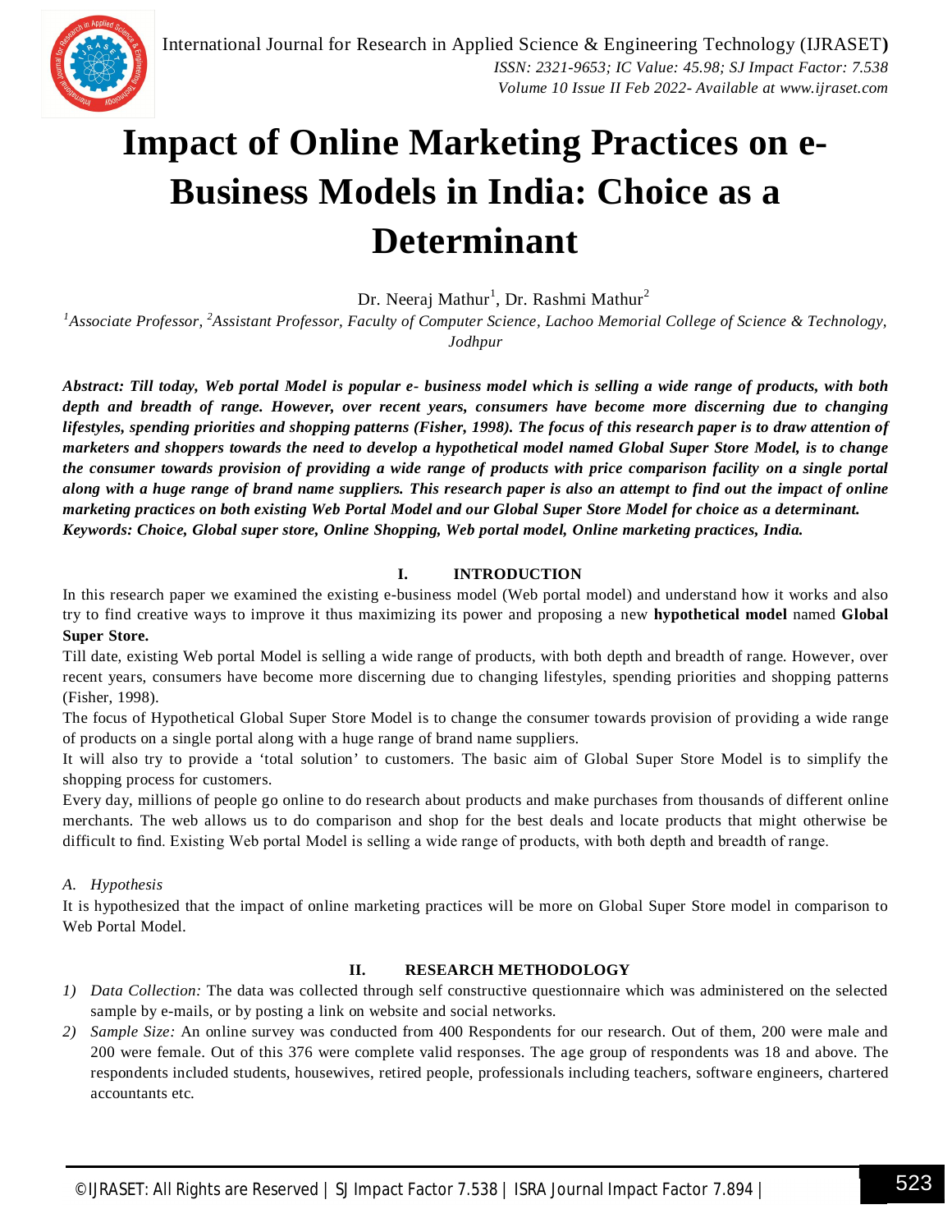# Impact of Online Marketing Practices on e-Business Models in India: Choice as a Determinant

Dr. Neeraj Mathur[1], Dr. Rashmi Mathur[2]

[1]*Associate Professor,* [2]*Assistant Professor, Faculty of Computer Science, Lachoo Memorial College of Science & Technology, Jodhpur*

***Abstract:** Till today, Web portal Model is popular e- business model which is selling a wide range of products, with both depth and breadth of range. However, over recent years, consumers have become more discerning due to changing lifestyles, spending priorities and shopping patterns (Fisher, 1998). The focus of this research paper is to draw attention of marketers and shoppers towards the need to develop a hypothetical model named Global Super Store Model, is to change the consumer towards provision of providing a wide range of products with price comparison facility on a single portal along with a huge range of brand name suppliers. This research paper is also an attempt to find out the impact of online marketing practices on both existing Web Portal Model and our Global Super Store Model for choice as a determinant.*

***Keywords:** Choice, Global super store, Online Shopping, Web portal model, Online marketing practices, India.*

## I. INTRODUCTION

In this research paper we examined the existing e-business model (Web portal model) and understand how it works and also try to find creative ways to improve it thus maximizing its power and proposing a new **hypothetical model** named **Global Super Store.**

Till date, existing Web portal Model is selling a wide range of products, with both depth and breadth of range. However, over recent years, consumers have become more discerning due to changing lifestyles, spending priorities and shopping patterns (Fisher, 1998).

The focus of Hypothetical Global Super Store Model is to change the consumer towards provision of providing a wide range of products on a single portal along with a huge range of brand name suppliers.

It will also try to provide a 'total solution' to customers. The basic aim of Global Super Store Model is to simplify the shopping process for customers.

Every day, millions of people go online to do research about products and make purchases from thousands of different online merchants. The web allows us to do comparison and shop for the best deals and locate products that might otherwise be difficult to find. Existing Web portal Model is selling a wide range of products, with both depth and breadth of range.

### A. *Hypothesis*

It is hypothesized that the impact of online marketing practices will be more on Global Super Store model in comparison to Web Portal Model.

## II. RESEARCH METHODOLOGY

1) *Data Collection:* The data was collected through self constructive questionnaire which was administered on the selected sample by e-mails, or by posting a link on website and social networks.
2) *Sample Size:* An online survey was conducted from 400 Respondents for our research. Out of them, 200 were male and 200 were female. Out of this 376 were complete valid responses. The age group of respondents was 18 and above. The respondents included students, housewives, retired people, professionals including teachers, software engineers, chartered accountants etc.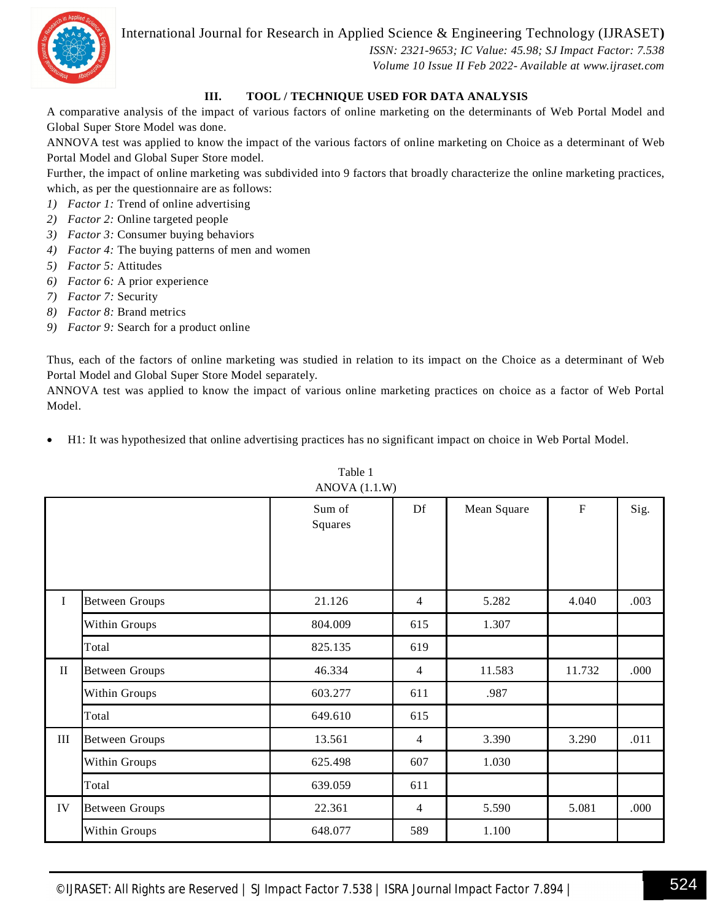## III. TOOL / TECHNIQUE USED FOR DATA ANALYSIS

A comparative analysis of the impact of various factors of online marketing on the determinants of Web Portal Model and Global Super Store Model was done.

ANNOVA test was applied to know the impact of the various factors of online marketing on Choice as a determinant of Web Portal Model and Global Super Store model.

Further, the impact of online marketing was subdivided into 9 factors that broadly characterize the online marketing practices, which, as per the questionnaire are as follows:

1) *Factor 1:* Trend of online advertising
2) *Factor 2:* Online targeted people
3) *Factor 3:* Consumer buying behaviors
4) *Factor 4:* The buying patterns of men and women
5) *Factor 5:* Attitudes
6) *Factor 6:* A prior experience
7) *Factor 7:* Security
8) *Factor 8:* Brand metrics
9) *Factor 9:* Search for a product online

Thus, each of the factors of online marketing was studied in relation to its impact on the Choice as a determinant of Web Portal Model and Global Super Store Model separately.

ANNOVA test was applied to know the impact of various online marketing practices on choice as a factor of Web Portal Model.

- H1: It was hypothesized that online advertising practices has no significant impact on choice in Web Portal Model.

Table 1
ANOVA (1.1.W)

| | | Sum of Squares | Df | Mean Square | F | Sig. |
|---|---|---|---|---|---|---|
| I | Between Groups | 21.126 | 4 | 5.282 | 4.040 | .003 |
| | Within Groups | 804.009 | 615 | 1.307 | | |
| | Total | 825.135 | 619 | | | |
| II | Between Groups | 46.334 | 4 | 11.583 | 11.732 | .000 |
| | Within Groups | 603.277 | 611 | .987 | | |
| | Total | 649.610 | 615 | | | |
| III | Between Groups | 13.561 | 4 | 3.390 | 3.290 | .011 |
| | Within Groups | 625.498 | 607 | 1.030 | | |
| | Total | 639.059 | 611 | | | |
| IV | Between Groups | 22.361 | 4 | 5.590 | 5.081 | .000 |
| | Within Groups | 648.077 | 589 | 1.100 | | |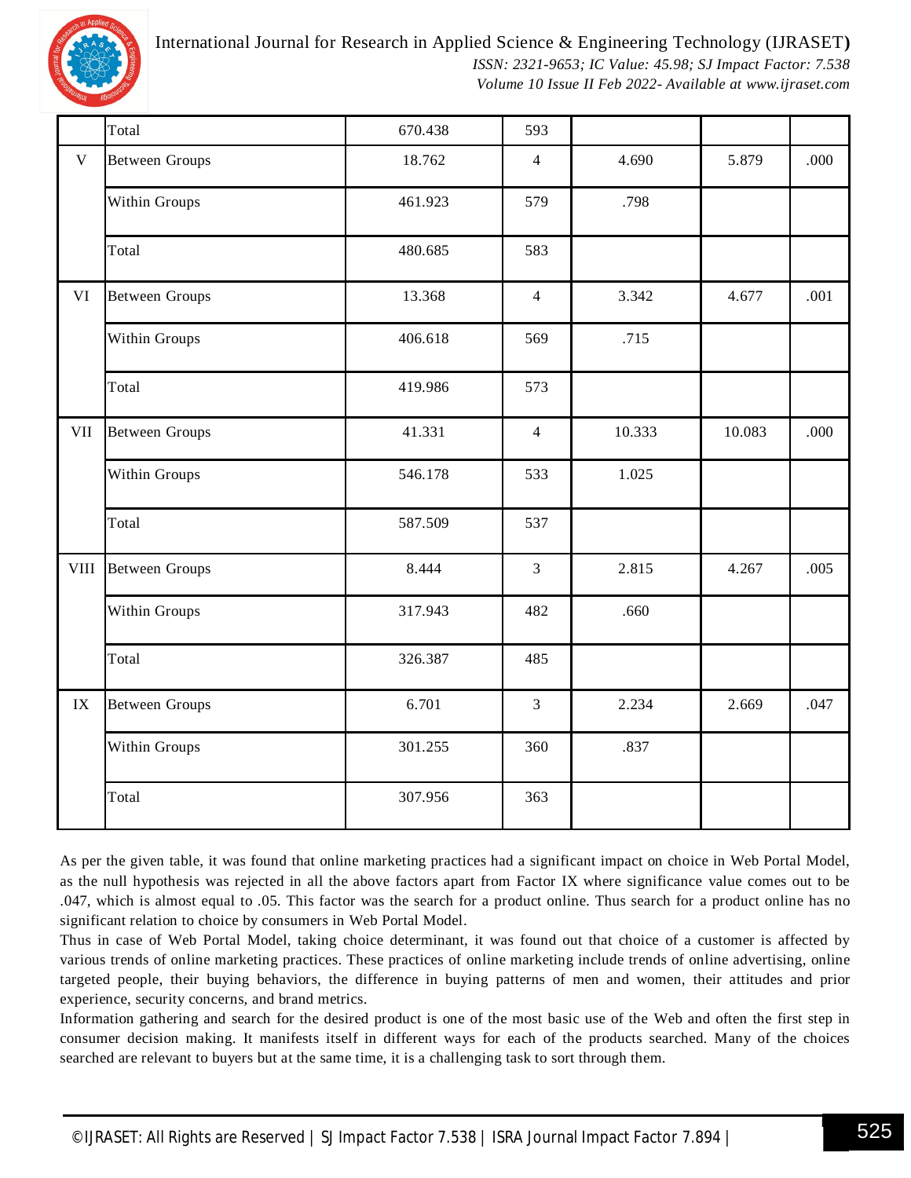| | | | | | | |
|---|---|---|---|---|---|---|
| | Total | 670.438 | 593 | | | |
| V | Between Groups | 18.762 | 4 | 4.690 | 5.879 | .000 |
| | Within Groups | 461.923 | 579 | .798 | | |
| | Total | 480.685 | 583 | | | |
| VI | Between Groups | 13.368 | 4 | 3.342 | 4.677 | .001 |
| | Within Groups | 406.618 | 569 | .715 | | |
| | Total | 419.986 | 573 | | | |
| VII | Between Groups | 41.331 | 4 | 10.333 | 10.083 | .000 |
| | Within Groups | 546.178 | 533 | 1.025 | | |
| | Total | 587.509 | 537 | | | |
| VIII | Between Groups | 8.444 | 3 | 2.815 | 4.267 | .005 |
| | Within Groups | 317.943 | 482 | .660 | | |
| | Total | 326.387 | 485 | | | |
| IX | Between Groups | 6.701 | 3 | 2.234 | 2.669 | .047 |
| | Within Groups | 301.255 | 360 | .837 | | |
| | Total | 307.956 | 363 | | | |

As per the given table, it was found that online marketing practices had a significant impact on choice in Web Portal Model, as the null hypothesis was rejected in all the above factors apart from Factor IX where significance value comes out to be .047, which is almost equal to .05. This factor was the search for a product online. Thus search for a product online has no significant relation to choice by consumers in Web Portal Model.

Thus in case of Web Portal Model, taking choice determinant, it was found out that choice of a customer is affected by various trends of online marketing practices. These practices of online marketing include trends of online advertising, online targeted people, their buying behaviors, the difference in buying patterns of men and women, their attitudes and prior experience, security concerns, and brand metrics.

Information gathering and search for the desired product is one of the most basic use of the Web and often the first step in consumer decision making. It manifests itself in different ways for each of the products searched. Many of the choices searched are relevant to buyers but at the same time, it is a challenging task to sort through them.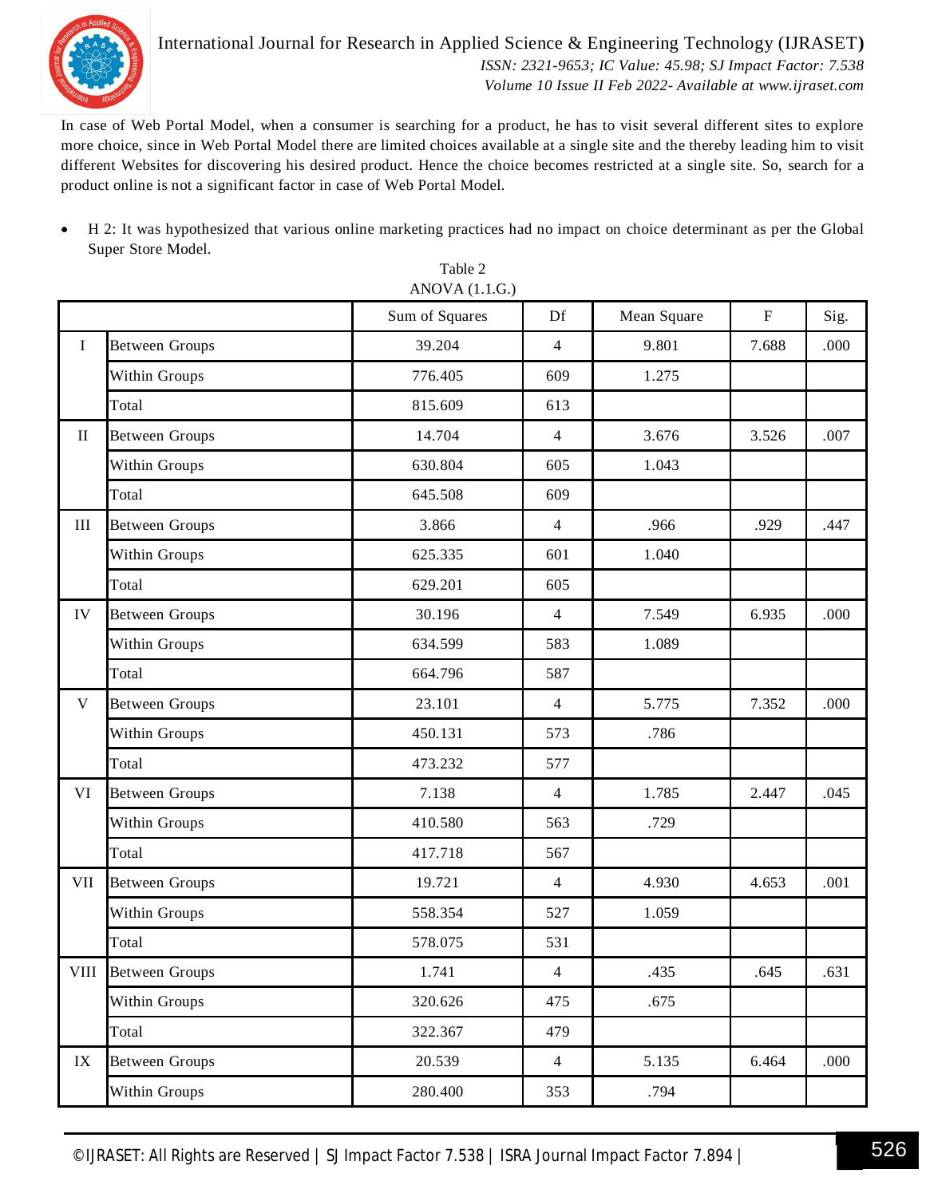In case of Web Portal Model, when a consumer is searching for a product, he has to visit several different sites to explore more choice, since in Web Portal Model there are limited choices available at a single site and the thereby leading him to visit different Websites for discovering his desired product. Hence the choice becomes restricted at a single site. So, search for a product online is not a significant factor in case of Web Portal Model.

- H 2: It was hypothesized that various online marketing practices had no impact on choice determinant as per the Global Super Store Model.

Table 2

ANOVA (1.1.G.)

| | | Sum of Squares | Df | Mean Square | F | Sig. |
|---|---|---|---|---|---|---|
| I | Between Groups | 39.204 | 4 | 9.801 | 7.688 | .000 |
| | Within Groups | 776.405 | 609 | 1.275 | | |
| | Total | 815.609 | 613 | | | |
| II | Between Groups | 14.704 | 4 | 3.676 | 3.526 | .007 |
| | Within Groups | 630.804 | 605 | 1.043 | | |
| | Total | 645.508 | 609 | | | |
| III | Between Groups | 3.866 | 4 | .966 | .929 | .447 |
| | Within Groups | 625.335 | 601 | 1.040 | | |
| | Total | 629.201 | 605 | | | |
| IV | Between Groups | 30.196 | 4 | 7.549 | 6.935 | .000 |
| | Within Groups | 634.599 | 583 | 1.089 | | |
| | Total | 664.796 | 587 | | | |
| V | Between Groups | 23.101 | 4 | 5.775 | 7.352 | .000 |
| | Within Groups | 450.131 | 573 | .786 | | |
| | Total | 473.232 | 577 | | | |
| VI | Between Groups | 7.138 | 4 | 1.785 | 2.447 | .045 |
| | Within Groups | 410.580 | 563 | .729 | | |
| | Total | 417.718 | 567 | | | |
| VII | Between Groups | 19.721 | 4 | 4.930 | 4.653 | .001 |
| | Within Groups | 558.354 | 527 | 1.059 | | |
| | Total | 578.075 | 531 | | | |
| VIII | Between Groups | 1.741 | 4 | .435 | .645 | .631 |
| | Within Groups | 320.626 | 475 | .675 | | |
| | Total | 322.367 | 479 | | | |
| IX | Between Groups | 20.539 | 4 | 5.135 | 6.464 | .000 |
| | Within Groups | 280.400 | 353 | .794 | | |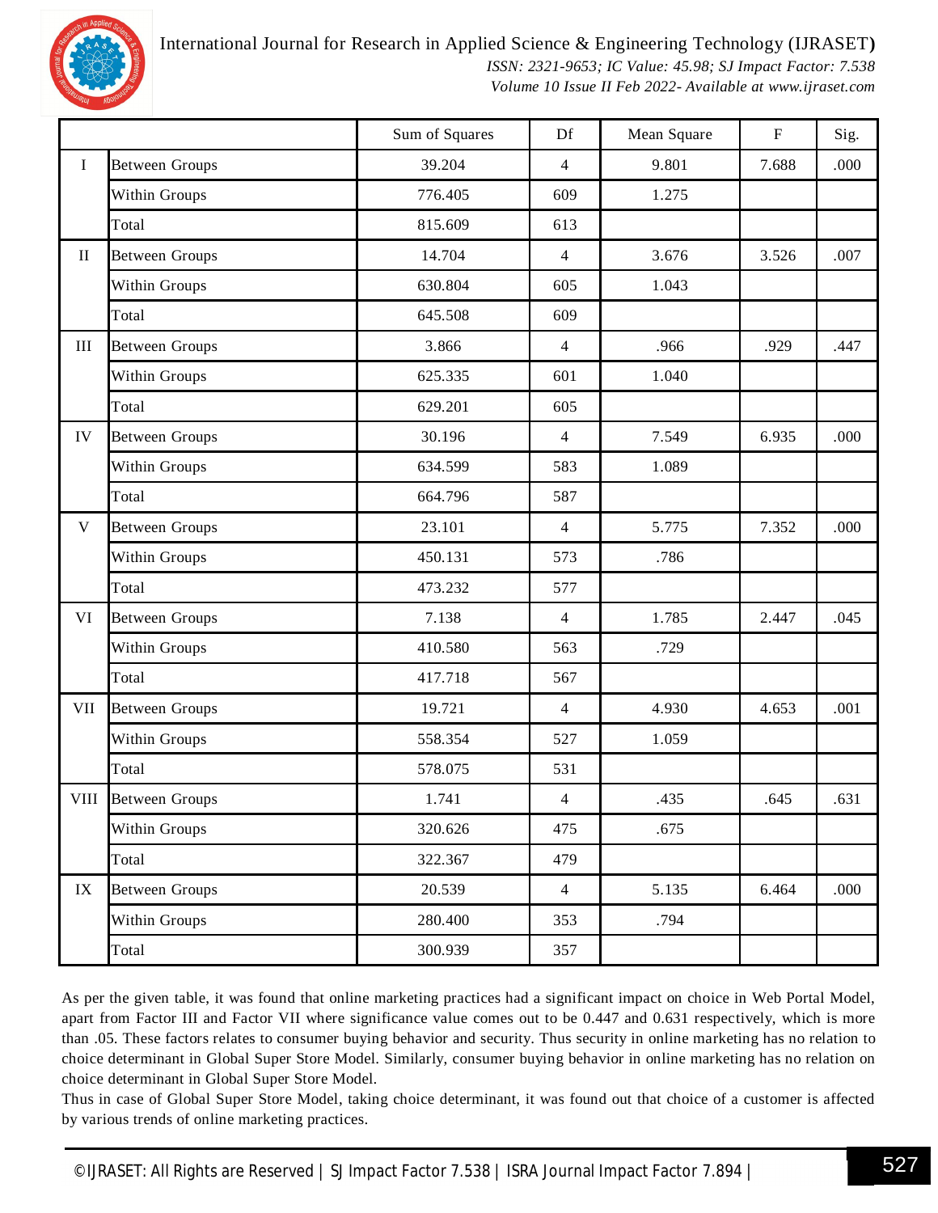| | | Sum of Squares | Df | Mean Square | F | Sig. |
|---|---|---|---|---|---|---|
| I | Between Groups | 39.204 | 4 | 9.801 | 7.688 | .000 |
| | Within Groups | 776.405 | 609 | 1.275 | | |
| | Total | 815.609 | 613 | | | |
| II | Between Groups | 14.704 | 4 | 3.676 | 3.526 | .007 |
| | Within Groups | 630.804 | 605 | 1.043 | | |
| | Total | 645.508 | 609 | | | |
| III | Between Groups | 3.866 | 4 | .966 | .929 | .447 |
| | Within Groups | 625.335 | 601 | 1.040 | | |
| | Total | 629.201 | 605 | | | |
| IV | Between Groups | 30.196 | 4 | 7.549 | 6.935 | .000 |
| | Within Groups | 634.599 | 583 | 1.089 | | |
| | Total | 664.796 | 587 | | | |
| V | Between Groups | 23.101 | 4 | 5.775 | 7.352 | .000 |
| | Within Groups | 450.131 | 573 | .786 | | |
| | Total | 473.232 | 577 | | | |
| VI | Between Groups | 7.138 | 4 | 1.785 | 2.447 | .045 |
| | Within Groups | 410.580 | 563 | .729 | | |
| | Total | 417.718 | 567 | | | |
| VII | Between Groups | 19.721 | 4 | 4.930 | 4.653 | .001 |
| | Within Groups | 558.354 | 527 | 1.059 | | |
| | Total | 578.075 | 531 | | | |
| VIII | Between Groups | 1.741 | 4 | .435 | .645 | .631 |
| | Within Groups | 320.626 | 475 | .675 | | |
| | Total | 322.367 | 479 | | | |
| IX | Between Groups | 20.539 | 4 | 5.135 | 6.464 | .000 |
| | Within Groups | 280.400 | 353 | .794 | | |
| | Total | 300.939 | 357 | | | |

As per the given table, it was found that online marketing practices had a significant impact on choice in Web Portal Model, apart from Factor III and Factor VII where significance value comes out to be 0.447 and 0.631 respectively, which is more than .05. These factors relates to consumer buying behavior and security. Thus security in online marketing has no relation to choice determinant in Global Super Store Model. Similarly, consumer buying behavior in online marketing has no relation on choice determinant in Global Super Store Model.

Thus in case of Global Super Store Model, taking choice determinant, it was found out that choice of a customer is affected by various trends of online marketing practices.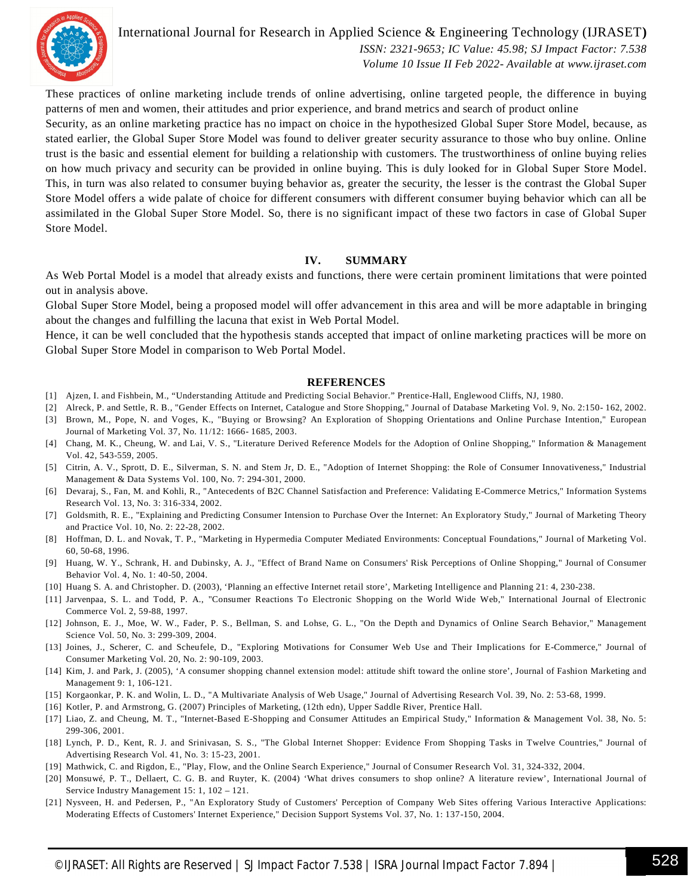These practices of online marketing include trends of online advertising, online targeted people, the difference in buying patterns of men and women, their attitudes and prior experience, and brand metrics and search of product online

Security, as an online marketing practice has no impact on choice in the hypothesized Global Super Store Model, because, as stated earlier, the Global Super Store Model was found to deliver greater security assurance to those who buy online. Online trust is the basic and essential element for building a relationship with customers. The trustworthiness of online buying relies on how much privacy and security can be provided in online buying. This is duly looked for in Global Super Store Model. This, in turn was also related to consumer buying behavior as, greater the security, the lesser is the contrast the Global Super Store Model offers a wide palate of choice for different consumers with different consumer buying behavior which can all be assimilated in the Global Super Store Model. So, there is no significant impact of these two factors in case of Global Super Store Model.

## IV. SUMMARY

As Web Portal Model is a model that already exists and functions, there were certain prominent limitations that were pointed out in analysis above.

Global Super Store Model, being a proposed model will offer advancement in this area and will be more adaptable in bringing about the changes and fulfilling the lacuna that exist in Web Portal Model.

Hence, it can be well concluded that the hypothesis stands accepted that impact of online marketing practices will be more on Global Super Store Model in comparison to Web Portal Model.

## REFERENCES

[1] Ajzen, I. and Fishbein, M., "Understanding Attitude and Predicting Social Behavior." Prentice-Hall, Englewood Cliffs, NJ, 1980.

[2] Alreck, P. and Settle, R. B., "Gender Effects on Internet, Catalogue and Store Shopping," Journal of Database Marketing Vol. 9, No. 2:150- 162, 2002.

[3] Brown, M., Pope, N. and Voges, K., "Buying or Browsing? An Exploration of Shopping Orientations and Online Purchase Intention," European Journal of Marketing Vol. 37, No. 11/12: 1666- 1685, 2003.

[4] Chang, M. K., Cheung, W. and Lai, V. S., "Literature Derived Reference Models for the Adoption of Online Shopping," Information & Management Vol. 42, 543-559, 2005.

[5] Citrin, A. V., Sprott, D. E., Silverman, S. N. and Stem Jr, D. E., "Adoption of Internet Shopping: the Role of Consumer Innovativeness," Industrial Management & Data Systems Vol. 100, No. 7: 294-301, 2000.

[6] Devaraj, S., Fan, M. and Kohli, R., "Antecedents of B2C Channel Satisfaction and Preference: Validating E-Commerce Metrics," Information Systems Research Vol. 13, No. 3: 316-334, 2002.

[7] Goldsmith, R. E., "Explaining and Predicting Consumer Intension to Purchase Over the Internet: An Exploratory Study," Journal of Marketing Theory and Practice Vol. 10, No. 2: 22-28, 2002.

[8] Hoffman, D. L. and Novak, T. P., "Marketing in Hypermedia Computer Mediated Environments: Conceptual Foundations," Journal of Marketing Vol. 60, 50-68, 1996.

[9] Huang, W. Y., Schrank, H. and Dubinsky, A. J., "Effect of Brand Name on Consumers' Risk Perceptions of Online Shopping," Journal of Consumer Behavior Vol. 4, No. 1: 40-50, 2004.

[10] Huang S. A. and Christopher. D. (2003), 'Planning an effective Internet retail store', Marketing Intelligence and Planning 21: 4, 230-238.

[11] Jarvenpaa, S. L. and Todd, P. A., "Consumer Reactions To Electronic Shopping on the World Wide Web," International Journal of Electronic Commerce Vol. 2, 59-88, 1997.

[12] Johnson, E. J., Moe, W. W., Fader, P. S., Bellman, S. and Lohse, G. L., "On the Depth and Dynamics of Online Search Behavior," Management Science Vol. 50, No. 3: 299-309, 2004.

[13] Joines, J., Scherer, C. and Scheufele, D., "Exploring Motivations for Consumer Web Use and Their Implications for E-Commerce," Journal of Consumer Marketing Vol. 20, No. 2: 90-109, 2003.

[14] Kim, J. and Park, J. (2005), 'A consumer shopping channel extension model: attitude shift toward the online store', Journal of Fashion Marketing and Management 9: 1, 106-121.

[15] Korgaonkar, P. K. and Wolin, L. D., "A Multivariate Analysis of Web Usage," Journal of Advertising Research Vol. 39, No. 2: 53-68, 1999.

[16] Kotler, P. and Armstrong, G. (2007) Principles of Marketing, (12th edn), Upper Saddle River, Prentice Hall.

[17] Liao, Z. and Cheung, M. T., "Internet-Based E-Shopping and Consumer Attitudes an Empirical Study," Information & Management Vol. 38, No. 5: 299-306, 2001.

[18] Lynch, P. D., Kent, R. J. and Srinivasan, S. S., "The Global Internet Shopper: Evidence From Shopping Tasks in Twelve Countries," Journal of Advertising Research Vol. 41, No. 3: 15-23, 2001.

[19] Mathwick, C. and Rigdon, E., "Play, Flow, and the Online Search Experience," Journal of Consumer Research Vol. 31, 324-332, 2004.

[20] Monsuwé, P. T., Dellaert, C. G. B. and Ruyter, K. (2004) 'What drives consumers to shop online? A literature review', International Journal of Service Industry Management 15: 1, 102 – 121.

[21] Nysveen, H. and Pedersen, P., "An Exploratory Study of Customers' Perception of Company Web Sites offering Various Interactive Applications: Moderating Effects of Customers' Internet Experience," Decision Support Systems Vol. 37, No. 1: 137-150, 2004.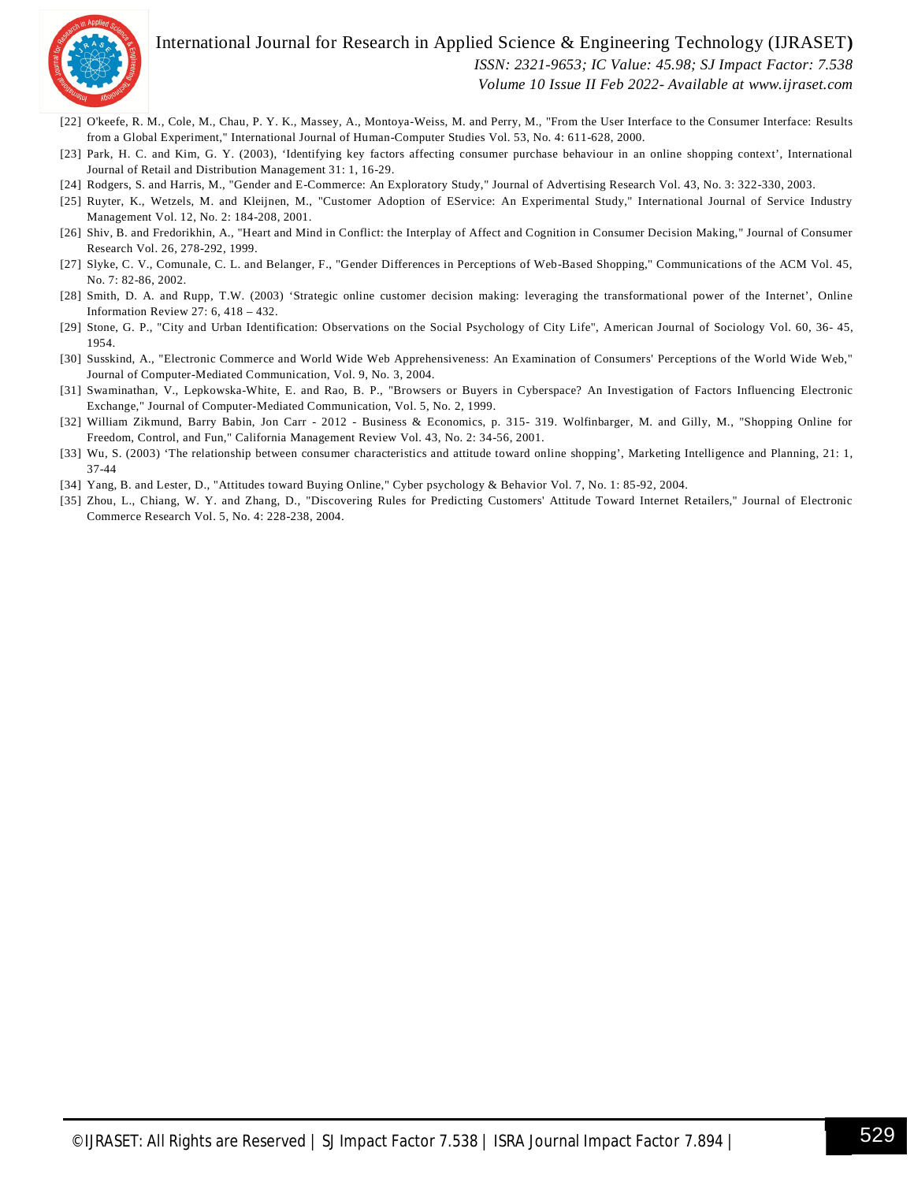[22] O'keefe, R. M., Cole, M., Chau, P. Y. K., Massey, A., Montoya-Weiss, M. and Perry, M., "From the User Interface to the Consumer Interface: Results from a Global Experiment," International Journal of Human-Computer Studies Vol. 53, No. 4: 611-628, 2000.

[23] Park, H. C. and Kim, G. Y. (2003), 'Identifying key factors affecting consumer purchase behaviour in an online shopping context', International Journal of Retail and Distribution Management 31: 1, 16-29.

[24] Rodgers, S. and Harris, M., "Gender and E-Commerce: An Exploratory Study," Journal of Advertising Research Vol. 43, No. 3: 322-330, 2003.

[25] Ruyter, K., Wetzels, M. and Kleijnen, M., "Customer Adoption of EService: An Experimental Study," International Journal of Service Industry Management Vol. 12, No. 2: 184-208, 2001.

[26] Shiv, B. and Fredorikhin, A., "Heart and Mind in Conflict: the Interplay of Affect and Cognition in Consumer Decision Making," Journal of Consumer Research Vol. 26, 278-292, 1999.

[27] Slyke, C. V., Comunale, C. L. and Belanger, F., "Gender Differences in Perceptions of Web-Based Shopping," Communications of the ACM Vol. 45, No. 7: 82-86, 2002.

[28] Smith, D. A. and Rupp, T.W. (2003) 'Strategic online customer decision making: leveraging the transformational power of the Internet', Online Information Review 27: 6, 418 – 432.

[29] Stone, G. P., "City and Urban Identification: Observations on the Social Psychology of City Life", American Journal of Sociology Vol. 60, 36- 45, 1954.

[30] Susskind, A., "Electronic Commerce and World Wide Web Apprehensiveness: An Examination of Consumers' Perceptions of the World Wide Web," Journal of Computer-Mediated Communication, Vol. 9, No. 3, 2004.

[31] Swaminathan, V., Lepkowska-White, E. and Rao, B. P., "Browsers or Buyers in Cyberspace? An Investigation of Factors Influencing Electronic Exchange," Journal of Computer-Mediated Communication, Vol. 5, No. 2, 1999.

[32] William Zikmund, Barry Babin, Jon Carr - 2012 - Business & Economics, p. 315- 319. Wolfinbarger, M. and Gilly, M., "Shopping Online for Freedom, Control, and Fun," California Management Review Vol. 43, No. 2: 34-56, 2001.

[33] Wu, S. (2003) 'The relationship between consumer characteristics and attitude toward online shopping', Marketing Intelligence and Planning, 21: 1, 37-44

[34] Yang, B. and Lester, D., "Attitudes toward Buying Online," Cyber psychology & Behavior Vol. 7, No. 1: 85-92, 2004.

[35] Zhou, L., Chiang, W. Y. and Zhang, D., "Discovering Rules for Predicting Customers' Attitude Toward Internet Retailers," Journal of Electronic Commerce Research Vol. 5, No. 4: 228-238, 2004.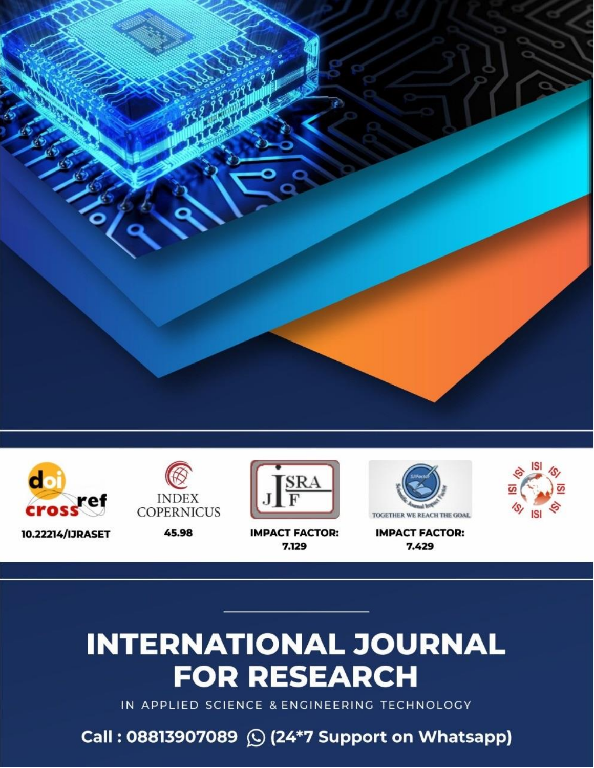10.22214/IJRASET

INDEX COPERNICUS

45.98

IMPACT FACTOR: 7.129

TOGETHER WE REACH THE GOAL

IMPACT FACTOR: 7.429

# INTERNATIONAL JOURNAL FOR RESEARCH

IN APPLIED SCIENCE & ENGINEERING TECHNOLOGY

Call : 08813907089 (24*7 Support on Whatsapp)